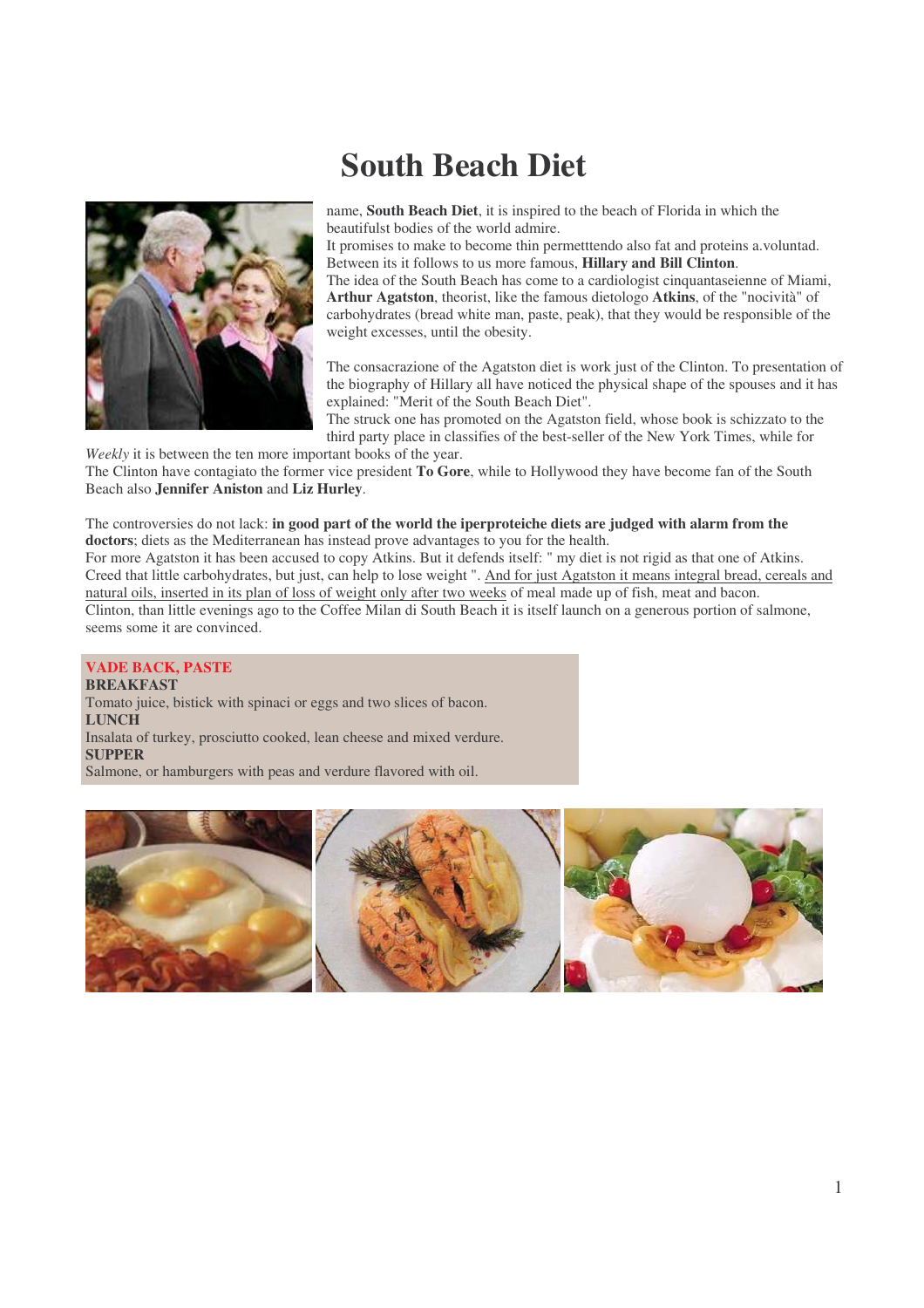# South Beach Diet

name, **South Beach Diet**, it is inspired to the beach of Florida in which the beautifulst bodies of the world admire.
It promises to make to become thin permetttendo also fat and proteins a.voluntad.
Between its it follows to us more famous, **Hillary and Bill Clinton**.
The idea of the South Beach has come to a cardiologist cinquantaseienne of Miami, **Arthur Agatston**, theorist, like the famous dietologo **Atkins**, of the "nocività" of carbohydrates (bread white man, paste, peak), that they would be responsible of the weight excesses, until the obesity.

The consacrazione of the Agatston diet is work just of the Clinton. To presentation of the biography of Hillary all have noticed the physical shape of the spouses and it has explained: "Merit of the South Beach Diet".
The struck one has promoted on the Agatston field, whose book is schizzato to the third party place in classifies of the best-seller of the New York Times, while for *Weekly* it is between the ten more important books of the year.
The Clinton have contagiato the former vice president **To Gore**, while to Hollywood they have become fan of the South Beach also **Jennifer Aniston** and **Liz Hurley**.

The controversies do not lack: **in good part of the world the iperproteiche diets are judged with alarm from the doctors**; diets as the Mediterranean has instead prove advantages to you for the health.
For more Agatston it has been accused to copy Atkins. But it defends itself: " my diet is not rigid as that one of Atkins. Creed that little carbohydrates, but just, can help to lose weight ". And for just Agatston it means integral bread, cereals and natural oils, inserted in its plan of loss of weight only after two weeks of meal made up of fish, meat and bacon.
Clinton, than little evenings ago to the Coffee Milan di South Beach it is itself launch on a generous portion of salmone, seems some it are convinced.

**VADE BACK, PASTE**
**BREAKFAST**
Tomato juice, bistick with spinaci or eggs and two slices of bacon.
**LUNCH**
Insalata of turkey, prosciutto cooked, lean cheese and mixed verdure.
**SUPPER**
Salmone, or hamburgers with peas and verdure flavored with oil.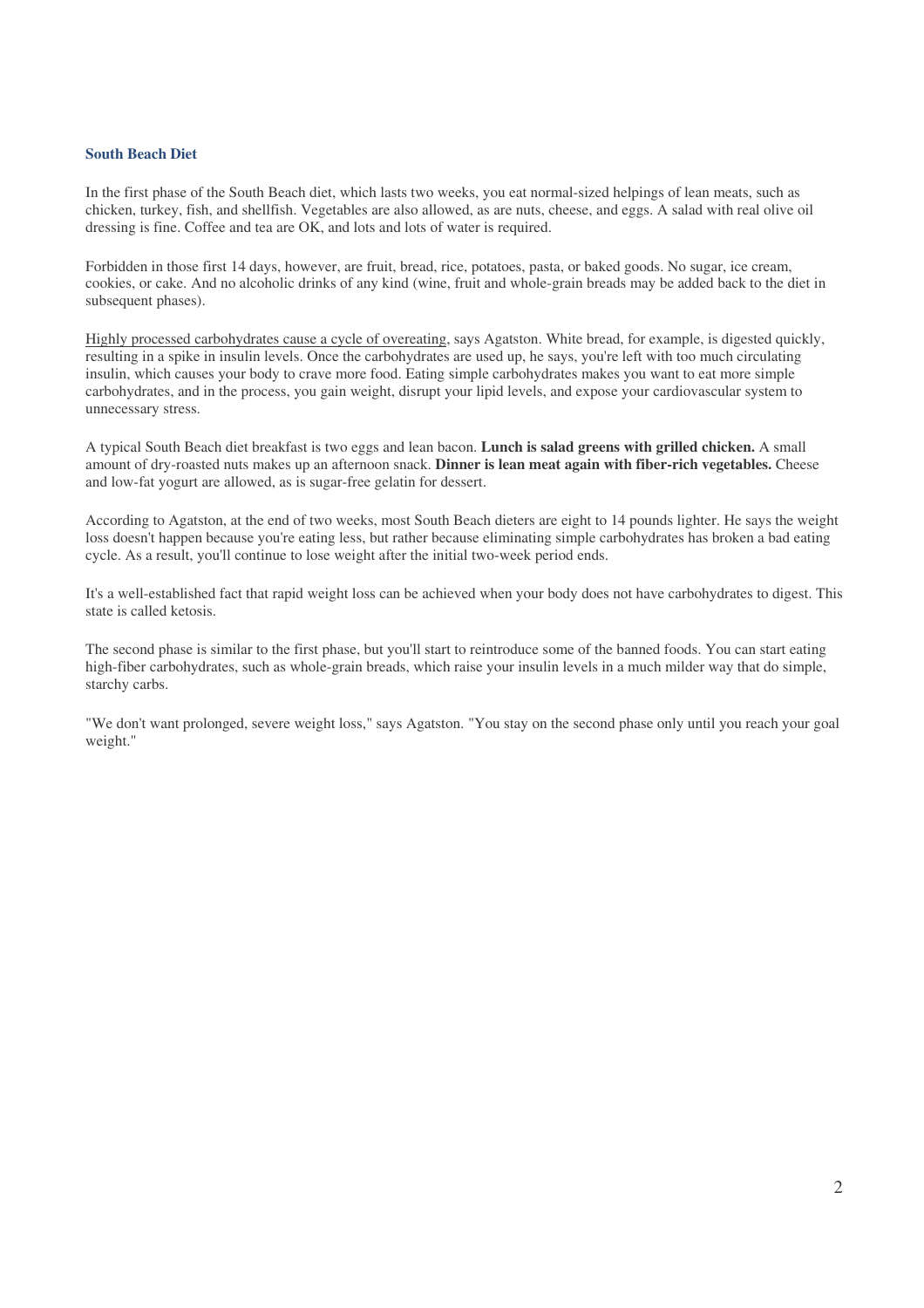## South Beach Diet

In the first phase of the South Beach diet, which lasts two weeks, you eat normal-sized helpings of lean meats, such as chicken, turkey, fish, and shellfish. Vegetables are also allowed, as are nuts, cheese, and eggs. A salad with real olive oil dressing is fine. Coffee and tea are OK, and lots and lots of water is required.

Forbidden in those first 14 days, however, are fruit, bread, rice, potatoes, pasta, or baked goods. No sugar, ice cream, cookies, or cake. And no alcoholic drinks of any kind (wine, fruit and whole-grain breads may be added back to the diet in subsequent phases).

Highly processed carbohydrates cause a cycle of overeating, says Agatston. White bread, for example, is digested quickly, resulting in a spike in insulin levels. Once the carbohydrates are used up, he says, you're left with too much circulating insulin, which causes your body to crave more food. Eating simple carbohydrates makes you want to eat more simple carbohydrates, and in the process, you gain weight, disrupt your lipid levels, and expose your cardiovascular system to unnecessary stress.

A typical South Beach diet breakfast is two eggs and lean bacon. **Lunch is salad greens with grilled chicken.** A small amount of dry-roasted nuts makes up an afternoon snack. **Dinner is lean meat again with fiber-rich vegetables.** Cheese and low-fat yogurt are allowed, as is sugar-free gelatin for dessert.

According to Agatston, at the end of two weeks, most South Beach dieters are eight to 14 pounds lighter. He says the weight loss doesn't happen because you're eating less, but rather because eliminating simple carbohydrates has broken a bad eating cycle. As a result, you'll continue to lose weight after the initial two-week period ends.

It's a well-established fact that rapid weight loss can be achieved when your body does not have carbohydrates to digest. This state is called ketosis.

The second phase is similar to the first phase, but you'll start to reintroduce some of the banned foods. You can start eating high-fiber carbohydrates, such as whole-grain breads, which raise your insulin levels in a much milder way that do simple, starchy carbs.

"We don't want prolonged, severe weight loss," says Agatston. "You stay on the second phase only until you reach your goal weight."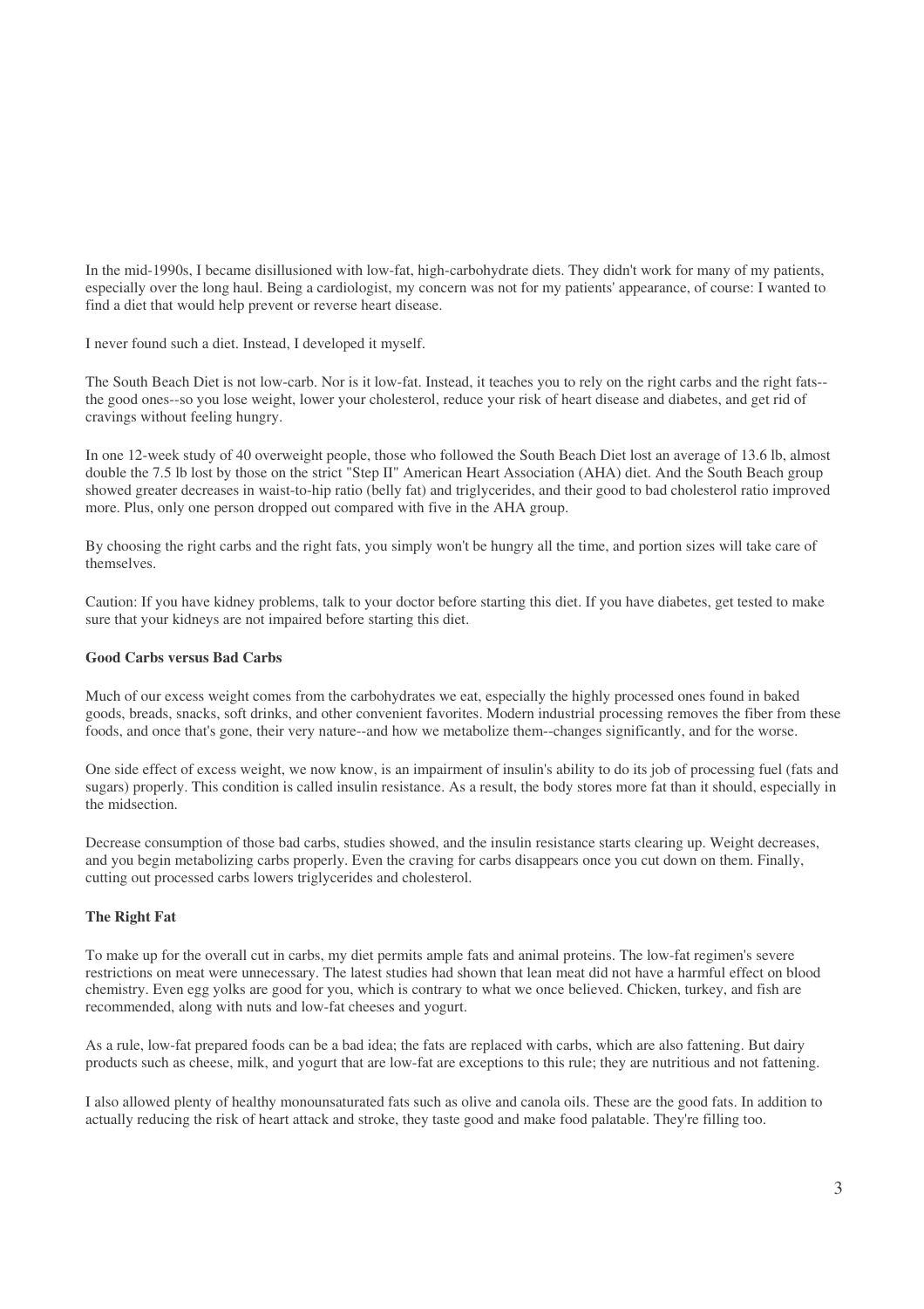In the mid-1990s, I became disillusioned with low-fat, high-carbohydrate diets. They didn't work for many of my patients, especially over the long haul. Being a cardiologist, my concern was not for my patients' appearance, of course: I wanted to find a diet that would help prevent or reverse heart disease.

I never found such a diet. Instead, I developed it myself.

The South Beach Diet is not low-carb. Nor is it low-fat. Instead, it teaches you to rely on the right carbs and the right fats--the good ones--so you lose weight, lower your cholesterol, reduce your risk of heart disease and diabetes, and get rid of cravings without feeling hungry.

In one 12-week study of 40 overweight people, those who followed the South Beach Diet lost an average of 13.6 lb, almost double the 7.5 lb lost by those on the strict "Step II" American Heart Association (AHA) diet. And the South Beach group showed greater decreases in waist-to-hip ratio (belly fat) and triglycerides, and their good to bad cholesterol ratio improved more. Plus, only one person dropped out compared with five in the AHA group.

By choosing the right carbs and the right fats, you simply won't be hungry all the time, and portion sizes will take care of themselves.

Caution: If you have kidney problems, talk to your doctor before starting this diet. If you have diabetes, get tested to make sure that your kidneys are not impaired before starting this diet.

#### Good Carbs versus Bad Carbs

Much of our excess weight comes from the carbohydrates we eat, especially the highly processed ones found in baked goods, breads, snacks, soft drinks, and other convenient favorites. Modern industrial processing removes the fiber from these foods, and once that's gone, their very nature--and how we metabolize them--changes significantly, and for the worse.

One side effect of excess weight, we now know, is an impairment of insulin's ability to do its job of processing fuel (fats and sugars) properly. This condition is called insulin resistance. As a result, the body stores more fat than it should, especially in the midsection.

Decrease consumption of those bad carbs, studies showed, and the insulin resistance starts clearing up. Weight decreases, and you begin metabolizing carbs properly. Even the craving for carbs disappears once you cut down on them. Finally, cutting out processed carbs lowers triglycerides and cholesterol.

#### The Right Fat

To make up for the overall cut in carbs, my diet permits ample fats and animal proteins. The low-fat regimen's severe restrictions on meat were unnecessary. The latest studies had shown that lean meat did not have a harmful effect on blood chemistry. Even egg yolks are good for you, which is contrary to what we once believed. Chicken, turkey, and fish are recommended, along with nuts and low-fat cheeses and yogurt.

As a rule, low-fat prepared foods can be a bad idea; the fats are replaced with carbs, which are also fattening. But dairy products such as cheese, milk, and yogurt that are low-fat are exceptions to this rule; they are nutritious and not fattening.

I also allowed plenty of healthy monounsaturated fats such as olive and canola oils. These are the good fats. In addition to actually reducing the risk of heart attack and stroke, they taste good and make food palatable. They're filling too.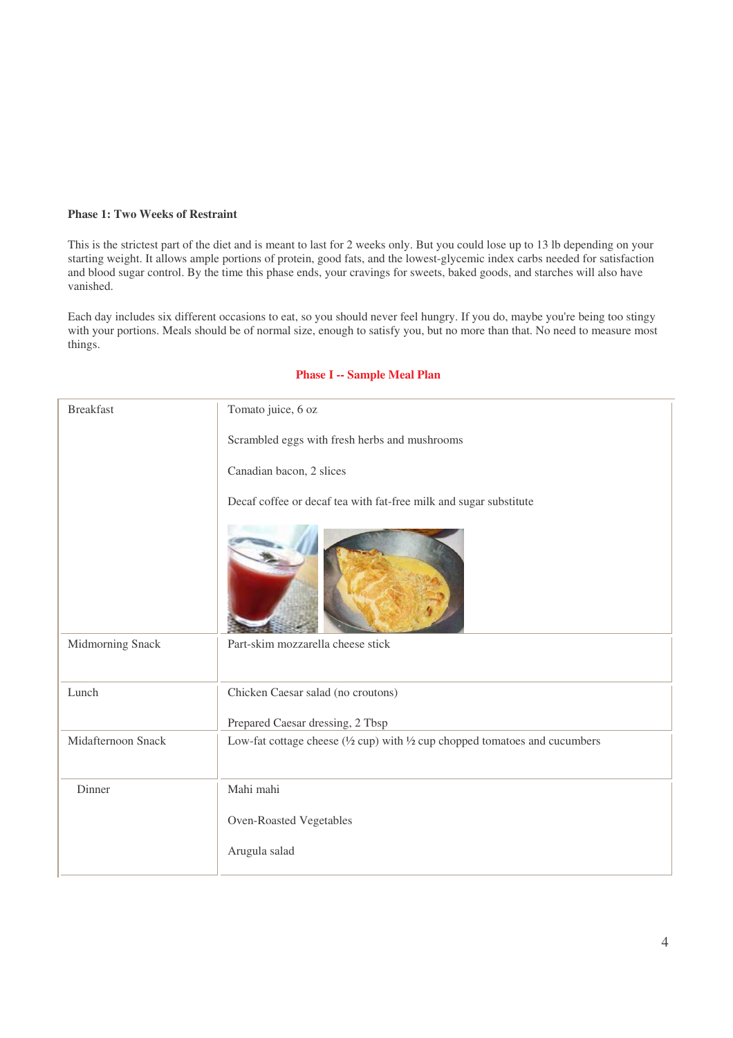**Phase 1: Two Weeks of Restraint**

This is the strictest part of the diet and is meant to last for 2 weeks only. But you could lose up to 13 lb depending on your starting weight. It allows ample portions of protein, good fats, and the lowest-glycemic index carbs needed for satisfaction and blood sugar control. By the time this phase ends, your cravings for sweets, baked goods, and starches will also have vanished.

Each day includes six different occasions to eat, so you should never feel hungry. If you do, maybe you're being too stingy with your portions. Meals should be of normal size, enough to satisfy you, but no more than that. No need to measure most things.

**Phase I -- Sample Meal Plan**

| | |
|---|---|
| Breakfast | Tomato juice, 6 oz<br><br>Scrambled eggs with fresh herbs and mushrooms<br><br>Canadian bacon, 2 slices<br><br>Decaf coffee or decaf tea with fat-free milk and sugar substitute |
| Midmorning Snack | Part-skim mozzarella cheese stick |
| Lunch | Chicken Caesar salad (no croutons)<br><br>Prepared Caesar dressing, 2 Tbsp |
| Midafternoon Snack | Low-fat cottage cheese (½ cup) with ½ cup chopped tomatoes and cucumbers |
| Dinner | Mahi mahi<br><br>Oven-Roasted Vegetables<br><br>Arugula salad |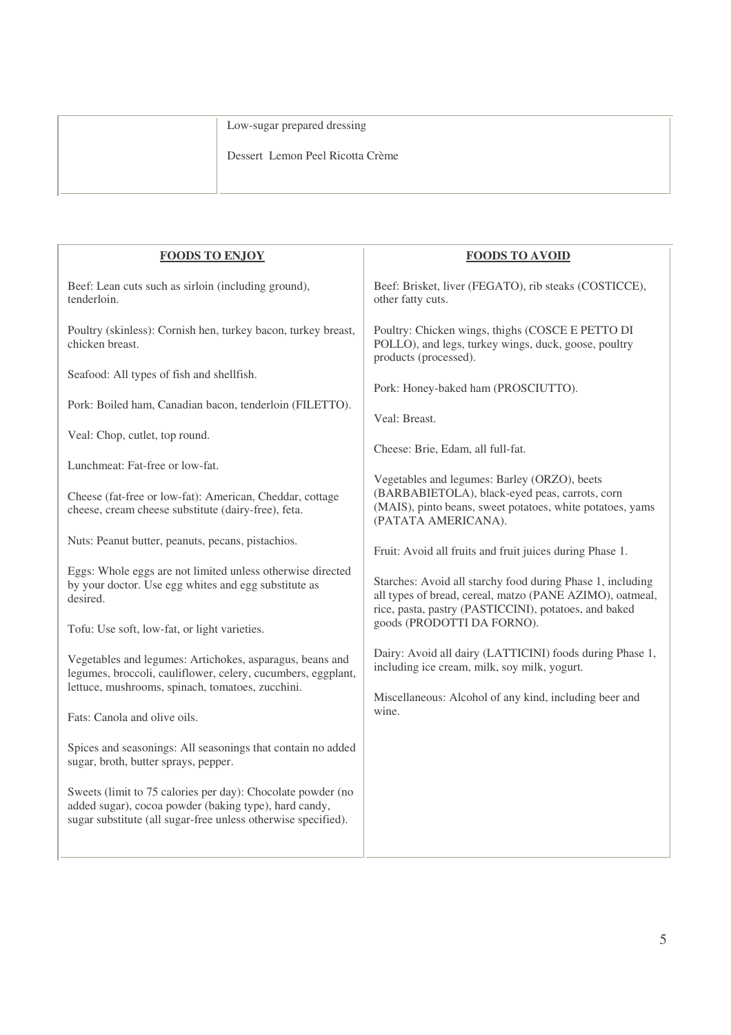| | |
|---|---|
| | Low-sugar prepared dressing<br><br>Dessert Lemon Peel Ricotta Crème |

| FOODS TO ENJOY | FOODS TO AVOID |
|---|---|
| Beef: Lean cuts such as sirloin (including ground), tenderloin.<br><br>Poultry (skinless): Cornish hen, turkey bacon, turkey breast, chicken breast.<br><br>Seafood: All types of fish and shellfish.<br><br>Pork: Boiled ham, Canadian bacon, tenderloin (FILETTO).<br><br>Veal: Chop, cutlet, top round.<br><br>Lunchmeat: Fat-free or low-fat.<br><br>Cheese (fat-free or low-fat): American, Cheddar, cottage cheese, cream cheese substitute (dairy-free), feta.<br><br>Nuts: Peanut butter, peanuts, pecans, pistachios.<br><br>Eggs: Whole eggs are not limited unless otherwise directed by your doctor. Use egg whites and egg substitute as desired.<br><br>Tofu: Use soft, low-fat, or light varieties.<br><br>Vegetables and legumes: Artichokes, asparagus, beans and legumes, broccoli, cauliflower, celery, cucumbers, eggplant, lettuce, mushrooms, spinach, tomatoes, zucchini.<br><br>Fats: Canola and olive oils.<br><br>Spices and seasonings: All seasonings that contain no added sugar, broth, butter sprays, pepper.<br><br>Sweets (limit to 75 calories per day): Chocolate powder (no added sugar), cocoa powder (baking type), hard candy, sugar substitute (all sugar-free unless otherwise specified). | Beef: Brisket, liver (FEGATO), rib steaks (COSTICCE), other fatty cuts.<br><br>Poultry: Chicken wings, thighs (COSCE E PETTO DI POLLO), and legs, turkey wings, duck, goose, poultry products (processed).<br><br>Pork: Honey-baked ham (PROSCIUTTO).<br><br>Veal: Breast.<br><br>Cheese: Brie, Edam, all full-fat.<br><br>Vegetables and legumes: Barley (ORZO), beets (BARBABIETOLA), black-eyed peas, carrots, corn (MAIS), pinto beans, sweet potatoes, white potatoes, yams (PATATA AMERICANA).<br><br>Fruit: Avoid all fruits and fruit juices during Phase 1.<br><br>Starches: Avoid all starchy food during Phase 1, including all types of bread, cereal, matzo (PANE AZIMO), oatmeal, rice, pasta, pastry (PASTICCINI), potatoes, and baked goods (PRODOTTI DA FORNO).<br><br>Dairy: Avoid all dairy (LATTICINI) foods during Phase 1, including ice cream, milk, soy milk, yogurt.<br><br>Miscellaneous: Alcohol of any kind, including beer and wine. |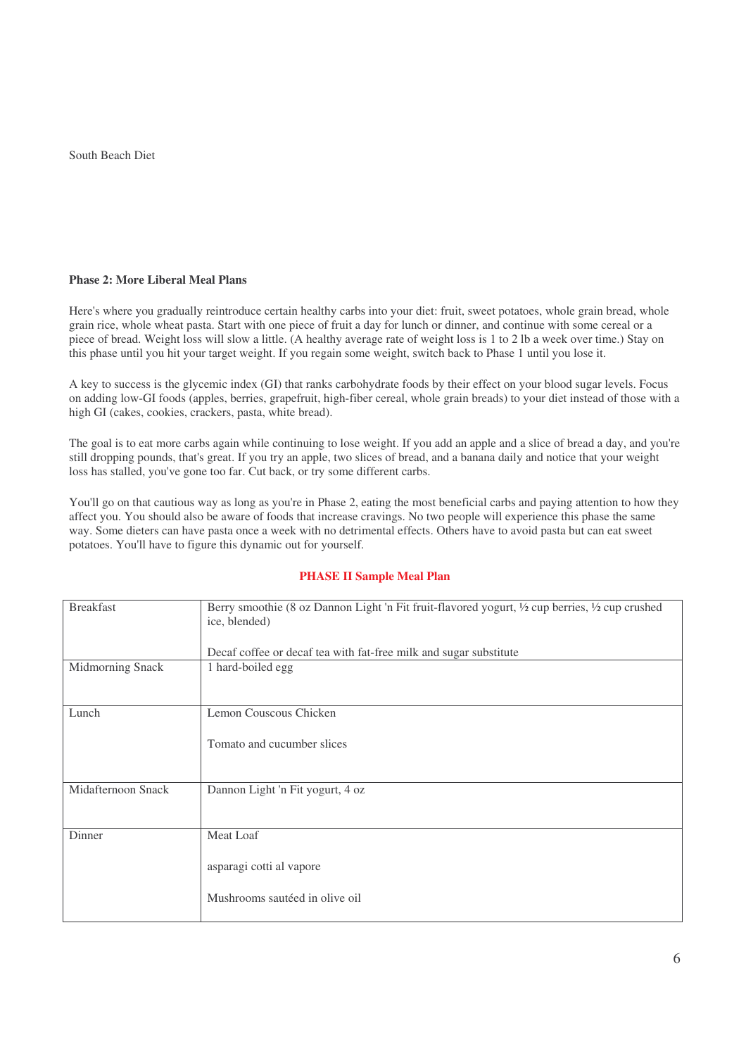South Beach Diet

**Phase 2: More Liberal Meal Plans**

Here's where you gradually reintroduce certain healthy carbs into your diet: fruit, sweet potatoes, whole grain bread, whole grain rice, whole wheat pasta. Start with one piece of fruit a day for lunch or dinner, and continue with some cereal or a piece of bread. Weight loss will slow a little. (A healthy average rate of weight loss is 1 to 2 lb a week over time.) Stay on this phase until you hit your target weight. If you regain some weight, switch back to Phase 1 until you lose it.

A key to success is the glycemic index (GI) that ranks carbohydrate foods by their effect on your blood sugar levels. Focus on adding low-GI foods (apples, berries, grapefruit, high-fiber cereal, whole grain breads) to your diet instead of those with a high GI (cakes, cookies, crackers, pasta, white bread).

The goal is to eat more carbs again while continuing to lose weight. If you add an apple and a slice of bread a day, and you're still dropping pounds, that's great. If you try an apple, two slices of bread, and a banana daily and notice that your weight loss has stalled, you've gone too far. Cut back, or try some different carbs.

You'll go on that cautious way as long as you're in Phase 2, eating the most beneficial carbs and paying attention to how they affect you. You should also be aware of foods that increase cravings. No two people will experience this phase the same way. Some dieters can have pasta once a week with no detrimental effects. Others have to avoid pasta but can eat sweet potatoes. You'll have to figure this dynamic out for yourself.

**PHASE II Sample Meal Plan**

| | |
|---|---|
| Breakfast | Berry smoothie (8 oz Dannon Light 'n Fit fruit-flavored yogurt, ½ cup berries, ½ cup crushed ice, blended)<br><br>Decaf coffee or decaf tea with fat-free milk and sugar substitute |
| Midmorning Snack | 1 hard-boiled egg |
| Lunch | Lemon Couscous Chicken<br><br>Tomato and cucumber slices |
| Midafternoon Snack | Dannon Light 'n Fit yogurt, 4 oz |
| Dinner | Meat Loaf<br><br>asparagi cotti al vapore<br><br>Mushrooms sautéed in olive oil |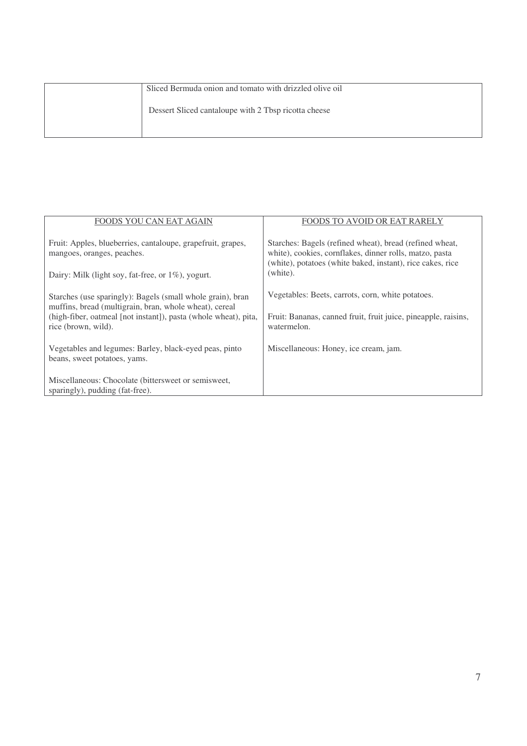| | |
|---|---|
| | Sliced Bermuda onion and tomato with drizzled olive oil<br><br>Dessert Sliced cantaloupe with 2 Tbsp ricotta cheese |

| FOODS YOU CAN EAT AGAIN | FOODS TO AVOID OR EAT RARELY |
|---|---|
| Fruit: Apples, blueberries, cantaloupe, grapefruit, grapes, mangoes, oranges, peaches.<br><br>Dairy: Milk (light soy, fat-free, or 1%), yogurt.<br><br>Starches (use sparingly): Bagels (small whole grain), bran muffins, bread (multigrain, bran, whole wheat), cereal (high-fiber, oatmeal [not instant]), pasta (whole wheat), pita, rice (brown, wild).<br><br>Vegetables and legumes: Barley, black-eyed peas, pinto beans, sweet potatoes, yams.<br><br>Miscellaneous: Chocolate (bittersweet or semisweet, sparingly), pudding (fat-free). | Starches: Bagels (refined wheat), bread (refined wheat, white), cookies, cornflakes, dinner rolls, matzo, pasta (white), potatoes (white baked, instant), rice cakes, rice (white).<br><br>Vegetables: Beets, carrots, corn, white potatoes.<br><br>Fruit: Bananas, canned fruit, fruit juice, pineapple, raisins, watermelon.<br><br>Miscellaneous: Honey, ice cream, jam. |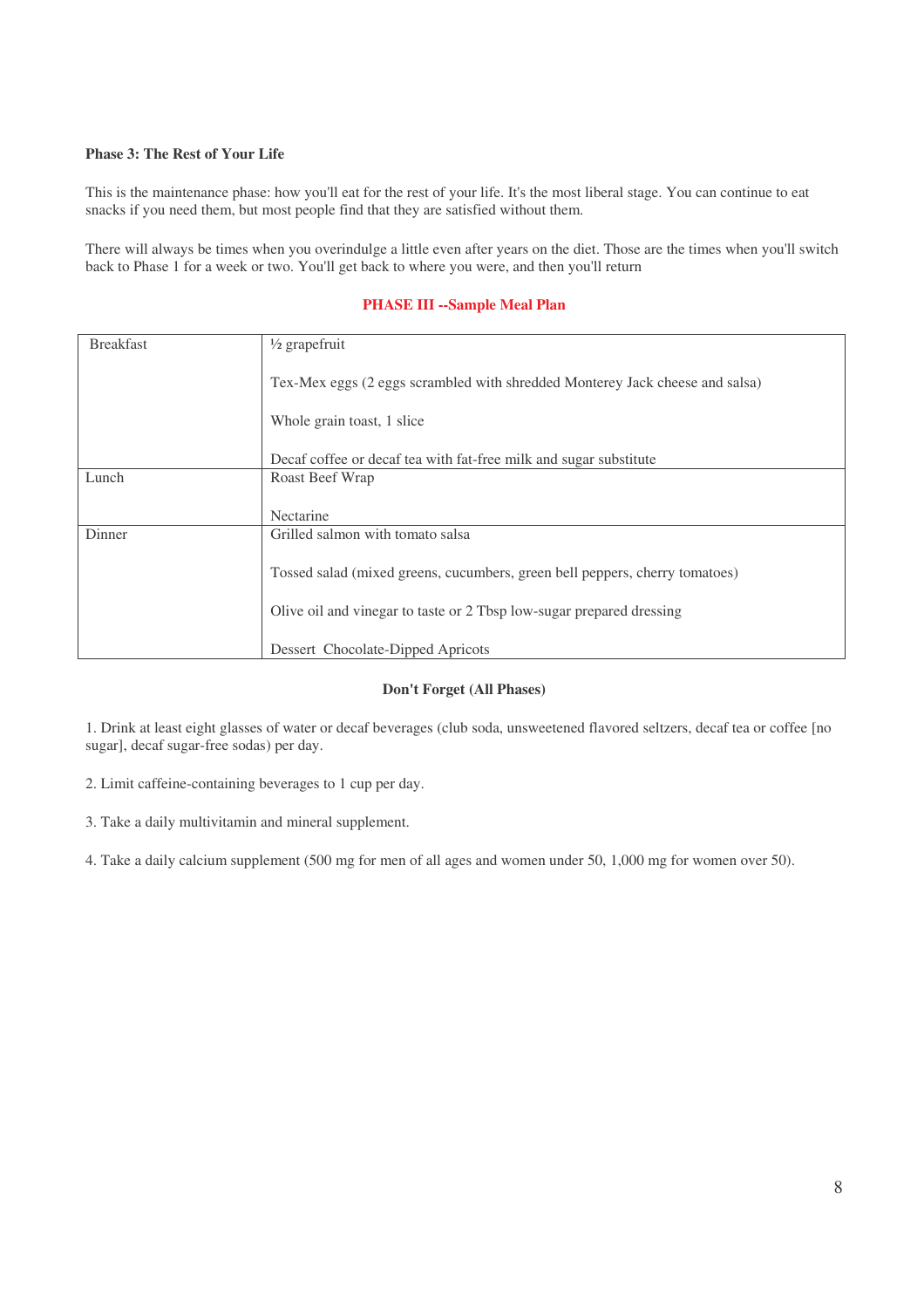**Phase 3: The Rest of Your Life**

This is the maintenance phase: how you'll eat for the rest of your life. It's the most liberal stage. You can continue to eat snacks if you need them, but most people find that they are satisfied without them.

There will always be times when you overindulge a little even after years on the diet. Those are the times when you'll switch back to Phase 1 for a week or two. You'll get back to where you were, and then you'll return

**PHASE III --Sample Meal Plan**

| | |
|---|---|
| Breakfast | ½ grapefruit<br><br>Tex-Mex eggs (2 eggs scrambled with shredded Monterey Jack cheese and salsa)<br><br>Whole grain toast, 1 slice<br><br>Decaf coffee or decaf tea with fat-free milk and sugar substitute |
| Lunch | Roast Beef Wrap<br><br>Nectarine |
| Dinner | Grilled salmon with tomato salsa<br><br>Tossed salad (mixed greens, cucumbers, green bell peppers, cherry tomatoes)<br><br>Olive oil and vinegar to taste or 2 Tbsp low-sugar prepared dressing<br><br>Dessert Chocolate-Dipped Apricots |

**Don't Forget (All Phases)**

1. Drink at least eight glasses of water or decaf beverages (club soda, unsweetened flavored seltzers, decaf tea or coffee [no sugar], decaf sugar-free sodas) per day.

2. Limit caffeine-containing beverages to 1 cup per day.

3. Take a daily multivitamin and mineral supplement.

4. Take a daily calcium supplement (500 mg for men of all ages and women under 50, 1,000 mg for women over 50).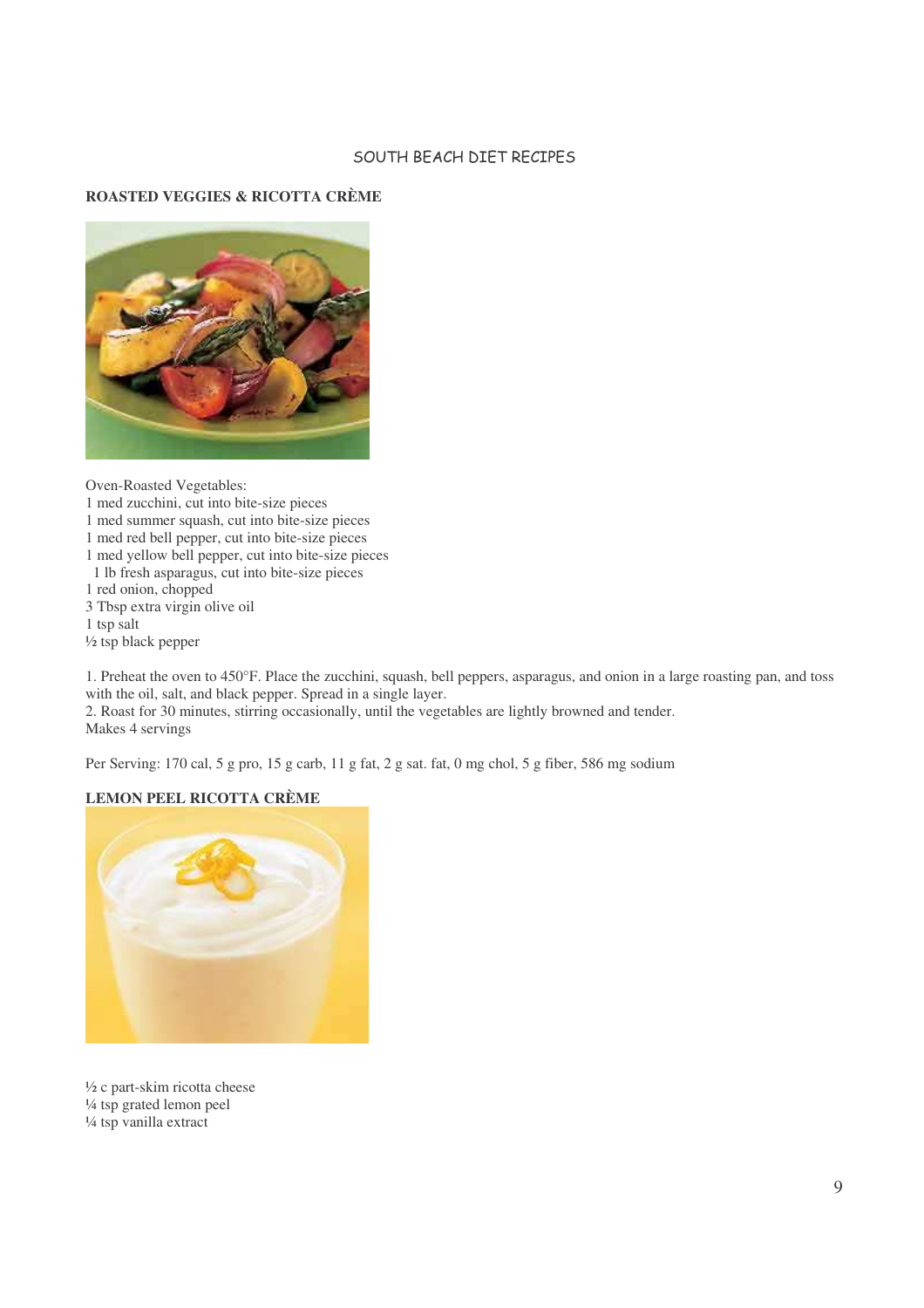SOUTH BEACH DIET RECIPES

## ROASTED VEGGIES & RICOTTA CRÈME

Oven-Roasted Vegetables:
1 med zucchini, cut into bite-size pieces
1 med summer squash, cut into bite-size pieces
1 med red bell pepper, cut into bite-size pieces
1 med yellow bell pepper, cut into bite-size pieces
1 lb fresh asparagus, cut into bite-size pieces
1 red onion, chopped
3 Tbsp extra virgin olive oil
1 tsp salt
½ tsp black pepper

1. Preheat the oven to 450°F. Place the zucchini, squash, bell peppers, asparagus, and onion in a large roasting pan, and toss with the oil, salt, and black pepper. Spread in a single layer.
2. Roast for 30 minutes, stirring occasionally, until the vegetables are lightly browned and tender.
Makes 4 servings

Per Serving: 170 cal, 5 g pro, 15 g carb, 11 g fat, 2 g sat. fat, 0 mg chol, 5 g fiber, 586 mg sodium

## LEMON PEEL RICOTTA CRÈME

½ c part-skim ricotta cheese
¼ tsp grated lemon peel
¼ tsp vanilla extract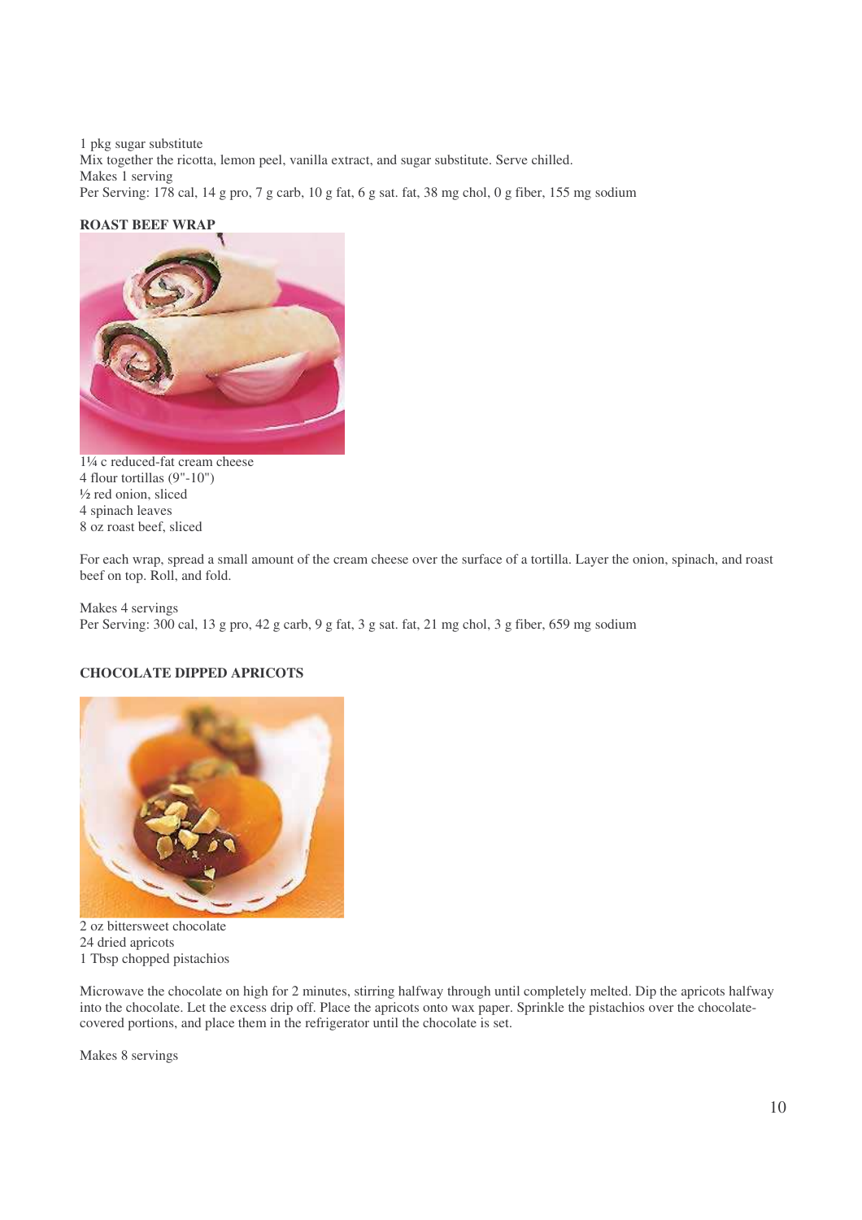1 pkg sugar substitute
Mix together the ricotta, lemon peel, vanilla extract, and sugar substitute. Serve chilled.
Makes 1 serving
Per Serving: 178 cal, 14 g pro, 7 g carb, 10 g fat, 6 g sat. fat, 38 mg chol, 0 g fiber, 155 mg sodium

**ROAST BEEF WRAP**

1¼ c reduced-fat cream cheese
4 flour tortillas (9"-10")
½ red onion, sliced
4 spinach leaves
8 oz roast beef, sliced

For each wrap, spread a small amount of the cream cheese over the surface of a tortilla. Layer the onion, spinach, and roast beef on top. Roll, and fold.

Makes 4 servings
Per Serving: 300 cal, 13 g pro, 42 g carb, 9 g fat, 3 g sat. fat, 21 mg chol, 3 g fiber, 659 mg sodium

**CHOCOLATE DIPPED APRICOTS**

2 oz bittersweet chocolate
24 dried apricots
1 Tbsp chopped pistachios

Microwave the chocolate on high for 2 minutes, stirring halfway through until completely melted. Dip the apricots halfway into the chocolate. Let the excess drip off. Place the apricots onto wax paper. Sprinkle the pistachios over the chocolate-covered portions, and place them in the refrigerator until the chocolate is set.

Makes 8 servings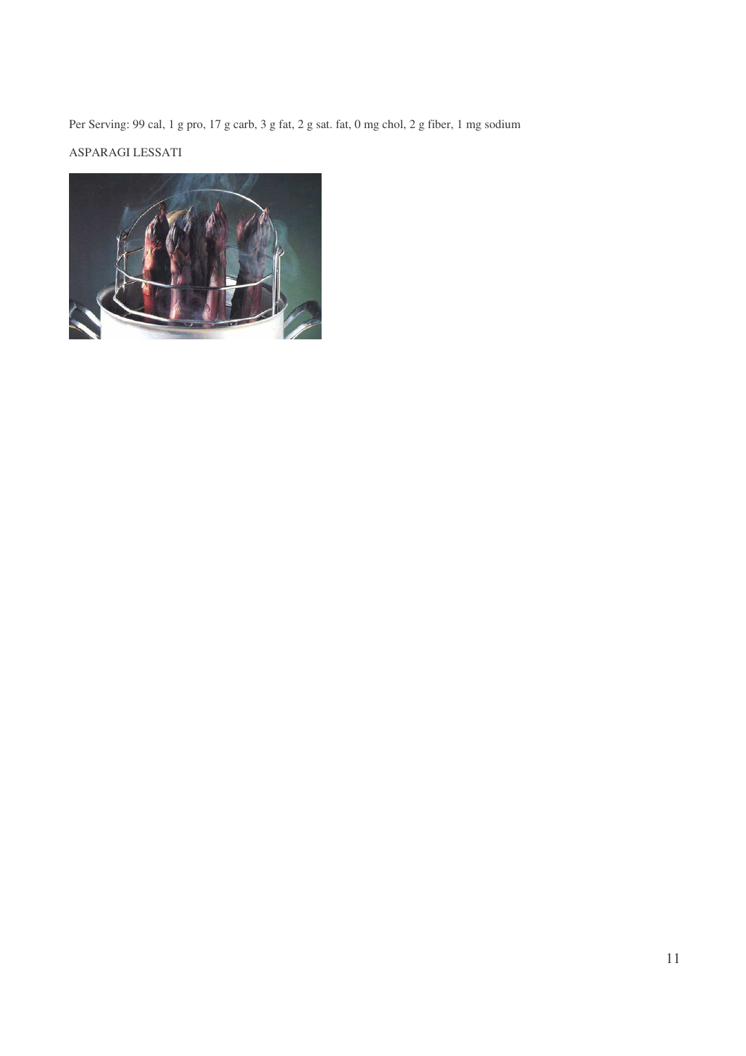Per Serving: 99 cal, 1 g pro, 17 g carb, 3 g fat, 2 g sat. fat, 0 mg chol, 2 g fiber, 1 mg sodium

ASPARAGI LESSATI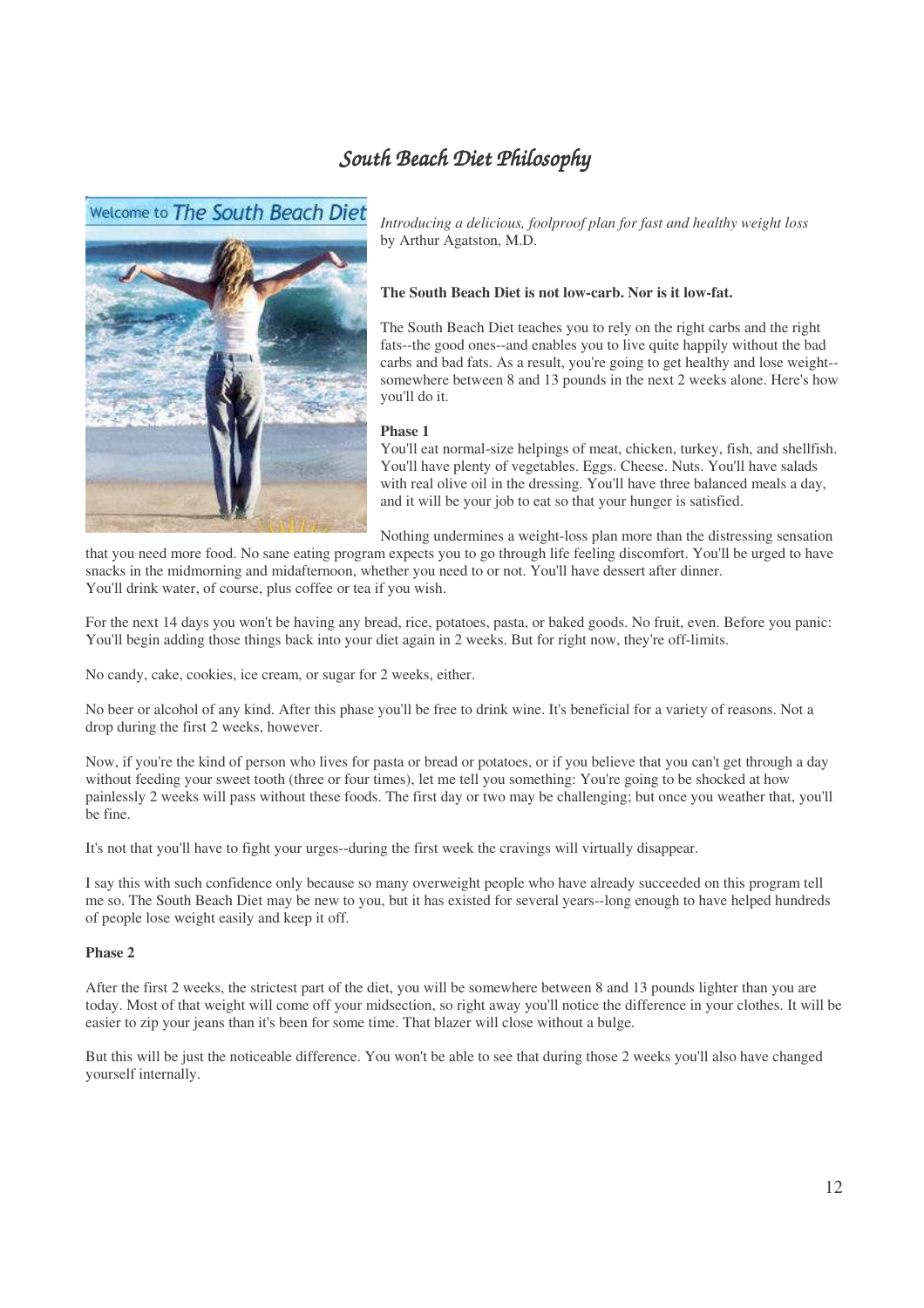# *South Beach Diet Philosophy*

Welcome to The South Beach Diet

*Introducing a delicious, foolproof plan for fast and healthy weight loss*
by Arthur Agatston, M.D.

**The South Beach Diet is not low-carb. Nor is it low-fat.**

The South Beach Diet teaches you to rely on the right carbs and the right fats--the good ones--and enables you to live quite happily without the bad carbs and bad fats. As a result, you're going to get healthy and lose weight--somewhere between 8 and 13 pounds in the next 2 weeks alone. Here's how you'll do it.

**Phase 1**

You'll eat normal-size helpings of meat, chicken, turkey, fish, and shellfish. You'll have plenty of vegetables. Eggs. Cheese. Nuts. You'll have salads with real olive oil in the dressing. You'll have three balanced meals a day, and it will be your job to eat so that your hunger is satisfied.

Nothing undermines a weight-loss plan more than the distressing sensation that you need more food. No sane eating program expects you to go through life feeling discomfort. You'll be urged to have snacks in the midmorning and midafternoon, whether you need to or not. You'll have dessert after dinner.
You'll drink water, of course, plus coffee or tea if you wish.

For the next 14 days you won't be having any bread, rice, potatoes, pasta, or baked goods. No fruit, even. Before you panic: You'll begin adding those things back into your diet again in 2 weeks. But for right now, they're off-limits.

No candy, cake, cookies, ice cream, or sugar for 2 weeks, either.

No beer or alcohol of any kind. After this phase you'll be free to drink wine. It's beneficial for a variety of reasons. Not a drop during the first 2 weeks, however.

Now, if you're the kind of person who lives for pasta or bread or potatoes, or if you believe that you can't get through a day without feeding your sweet tooth (three or four times), let me tell you something: You're going to be shocked at how painlessly 2 weeks will pass without these foods. The first day or two may be challenging; but once you weather that, you'll be fine.

It's not that you'll have to fight your urges--during the first week the cravings will virtually disappear.

I say this with such confidence only because so many overweight people who have already succeeded on this program tell me so. The South Beach Diet may be new to you, but it has existed for several years--long enough to have helped hundreds of people lose weight easily and keep it off.

**Phase 2**

After the first 2 weeks, the strictest part of the diet, you will be somewhere between 8 and 13 pounds lighter than you are today. Most of that weight will come off your midsection, so right away you'll notice the difference in your clothes. It will be easier to zip your jeans than it's been for some time. That blazer will close without a bulge.

But this will be just the noticeable difference. You won't be able to see that during those 2 weeks you'll also have changed yourself internally.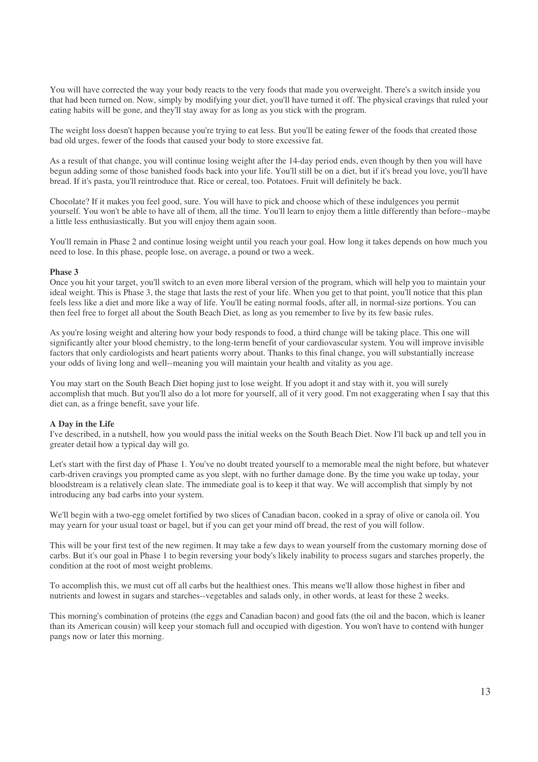You will have corrected the way your body reacts to the very foods that made you overweight. There's a switch inside you that had been turned on. Now, simply by modifying your diet, you'll have turned it off. The physical cravings that ruled your eating habits will be gone, and they'll stay away for as long as you stick with the program.

The weight loss doesn't happen because you're trying to eat less. But you'll be eating fewer of the foods that created those bad old urges, fewer of the foods that caused your body to store excessive fat.

As a result of that change, you will continue losing weight after the 14-day period ends, even though by then you will have begun adding some of those banished foods back into your life. You'll still be on a diet, but if it's bread you love, you'll have bread. If it's pasta, you'll reintroduce that. Rice or cereal, too. Potatoes. Fruit will definitely be back.

Chocolate? If it makes you feel good, sure. You will have to pick and choose which of these indulgences you permit yourself. You won't be able to have all of them, all the time. You'll learn to enjoy them a little differently than before--maybe a little less enthusiastically. But you will enjoy them again soon.

You'll remain in Phase 2 and continue losing weight until you reach your goal. How long it takes depends on how much you need to lose. In this phase, people lose, on average, a pound or two a week.

**Phase 3**

Once you hit your target, you'll switch to an even more liberal version of the program, which will help you to maintain your ideal weight. This is Phase 3, the stage that lasts the rest of your life. When you get to that point, you'll notice that this plan feels less like a diet and more like a way of life. You'll be eating normal foods, after all, in normal-size portions. You can then feel free to forget all about the South Beach Diet, as long as you remember to live by its few basic rules.

As you're losing weight and altering how your body responds to food, a third change will be taking place. This one will significantly alter your blood chemistry, to the long-term benefit of your cardiovascular system. You will improve invisible factors that only cardiologists and heart patients worry about. Thanks to this final change, you will substantially increase your odds of living long and well--meaning you will maintain your health and vitality as you age.

You may start on the South Beach Diet hoping just to lose weight. If you adopt it and stay with it, you will surely accomplish that much. But you'll also do a lot more for yourself, all of it very good. I'm not exaggerating when I say that this diet can, as a fringe benefit, save your life.

**A Day in the Life**

I've described, in a nutshell, how you would pass the initial weeks on the South Beach Diet. Now I'll back up and tell you in greater detail how a typical day will go.

Let's start with the first day of Phase 1. You've no doubt treated yourself to a memorable meal the night before, but whatever carb-driven cravings you prompted came as you slept, with no further damage done. By the time you wake up today, your bloodstream is a relatively clean slate. The immediate goal is to keep it that way. We will accomplish that simply by not introducing any bad carbs into your system.

We'll begin with a two-egg omelet fortified by two slices of Canadian bacon, cooked in a spray of olive or canola oil. You may yearn for your usual toast or bagel, but if you can get your mind off bread, the rest of you will follow.

This will be your first test of the new regimen. It may take a few days to wean yourself from the customary morning dose of carbs. But it's our goal in Phase 1 to begin reversing your body's likely inability to process sugars and starches properly, the condition at the root of most weight problems.

To accomplish this, we must cut off all carbs but the healthiest ones. This means we'll allow those highest in fiber and nutrients and lowest in sugars and starches--vegetables and salads only, in other words, at least for these 2 weeks.

This morning's combination of proteins (the eggs and Canadian bacon) and good fats (the oil and the bacon, which is leaner than its American cousin) will keep your stomach full and occupied with digestion. You won't have to contend with hunger pangs now or later this morning.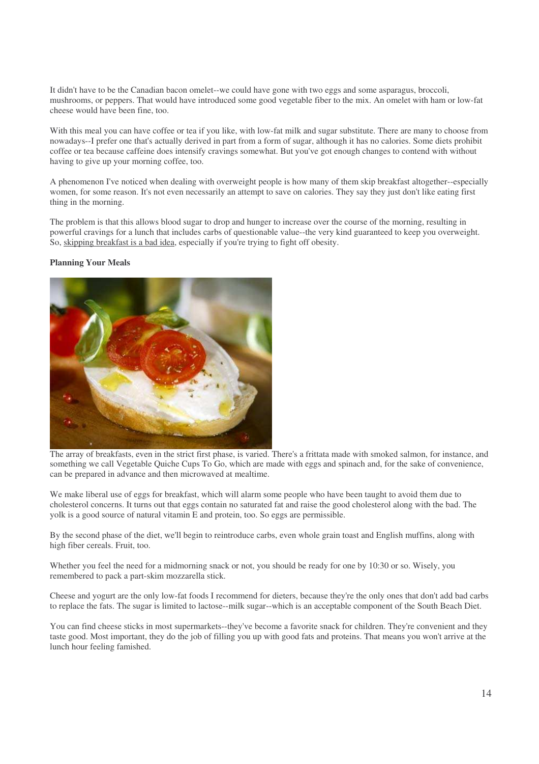It didn't have to be the Canadian bacon omelet--we could have gone with two eggs and some asparagus, broccoli, mushrooms, or peppers. That would have introduced some good vegetable fiber to the mix. An omelet with ham or low-fat cheese would have been fine, too.

With this meal you can have coffee or tea if you like, with low-fat milk and sugar substitute. There are many to choose from nowadays--I prefer one that's actually derived in part from a form of sugar, although it has no calories. Some diets prohibit coffee or tea because caffeine does intensify cravings somewhat. But you've got enough changes to contend with without having to give up your morning coffee, too.

A phenomenon I've noticed when dealing with overweight people is how many of them skip breakfast altogether--especially women, for some reason. It's not even necessarily an attempt to save on calories. They say they just don't like eating first thing in the morning.

The problem is that this allows blood sugar to drop and hunger to increase over the course of the morning, resulting in powerful cravings for a lunch that includes carbs of questionable value--the very kind guaranteed to keep you overweight. So, skipping breakfast is a bad idea, especially if you're trying to fight off obesity.

**Planning Your Meals**

The array of breakfasts, even in the strict first phase, is varied. There's a frittata made with smoked salmon, for instance, and something we call Vegetable Quiche Cups To Go, which are made with eggs and spinach and, for the sake of convenience, can be prepared in advance and then microwaved at mealtime.

We make liberal use of eggs for breakfast, which will alarm some people who have been taught to avoid them due to cholesterol concerns. It turns out that eggs contain no saturated fat and raise the good cholesterol along with the bad. The yolk is a good source of natural vitamin E and protein, too. So eggs are permissible.

By the second phase of the diet, we'll begin to reintroduce carbs, even whole grain toast and English muffins, along with high fiber cereals. Fruit, too.

Whether you feel the need for a midmorning snack or not, you should be ready for one by 10:30 or so. Wisely, you remembered to pack a part-skim mozzarella stick.

Cheese and yogurt are the only low-fat foods I recommend for dieters, because they're the only ones that don't add bad carbs to replace the fats. The sugar is limited to lactose--milk sugar--which is an acceptable component of the South Beach Diet.

You can find cheese sticks in most supermarkets--they've become a favorite snack for children. They're convenient and they taste good. Most important, they do the job of filling you up with good fats and proteins. That means you won't arrive at the lunch hour feeling famished.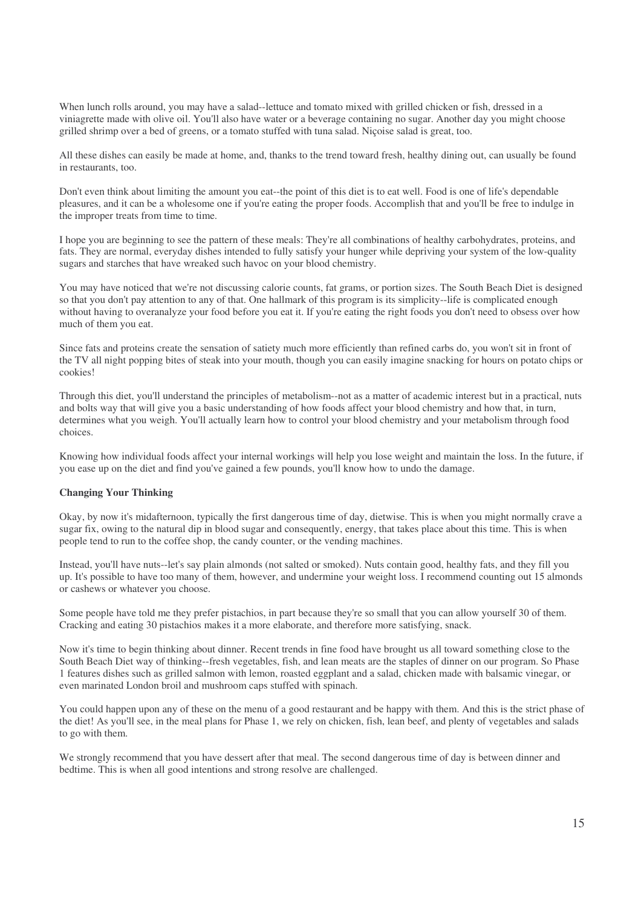When lunch rolls around, you may have a salad--lettuce and tomato mixed with grilled chicken or fish, dressed in a viniagrette made with olive oil. You'll also have water or a beverage containing no sugar. Another day you might choose grilled shrimp over a bed of greens, or a tomato stuffed with tuna salad. Niçoise salad is great, too.

All these dishes can easily be made at home, and, thanks to the trend toward fresh, healthy dining out, can usually be found in restaurants, too.

Don't even think about limiting the amount you eat--the point of this diet is to eat well. Food is one of life's dependable pleasures, and it can be a wholesome one if you're eating the proper foods. Accomplish that and you'll be free to indulge in the improper treats from time to time.

I hope you are beginning to see the pattern of these meals: They're all combinations of healthy carbohydrates, proteins, and fats. They are normal, everyday dishes intended to fully satisfy your hunger while depriving your system of the low-quality sugars and starches that have wreaked such havoc on your blood chemistry.

You may have noticed that we're not discussing calorie counts, fat grams, or portion sizes. The South Beach Diet is designed so that you don't pay attention to any of that. One hallmark of this program is its simplicity--life is complicated enough without having to overanalyze your food before you eat it. If you're eating the right foods you don't need to obsess over how much of them you eat.

Since fats and proteins create the sensation of satiety much more efficiently than refined carbs do, you won't sit in front of the TV all night popping bites of steak into your mouth, though you can easily imagine snacking for hours on potato chips or cookies!

Through this diet, you'll understand the principles of metabolism--not as a matter of academic interest but in a practical, nuts and bolts way that will give you a basic understanding of how foods affect your blood chemistry and how that, in turn, determines what you weigh. You'll actually learn how to control your blood chemistry and your metabolism through food choices.

Knowing how individual foods affect your internal workings will help you lose weight and maintain the loss. In the future, if you ease up on the diet and find you've gained a few pounds, you'll know how to undo the damage.

**Changing Your Thinking**

Okay, by now it's midafternoon, typically the first dangerous time of day, dietwise. This is when you might normally crave a sugar fix, owing to the natural dip in blood sugar and consequently, energy, that takes place about this time. This is when people tend to run to the coffee shop, the candy counter, or the vending machines.

Instead, you'll have nuts--let's say plain almonds (not salted or smoked). Nuts contain good, healthy fats, and they fill you up. It's possible to have too many of them, however, and undermine your weight loss. I recommend counting out 15 almonds or cashews or whatever you choose.

Some people have told me they prefer pistachios, in part because they're so small that you can allow yourself 30 of them. Cracking and eating 30 pistachios makes it a more elaborate, and therefore more satisfying, snack.

Now it's time to begin thinking about dinner. Recent trends in fine food have brought us all toward something close to the South Beach Diet way of thinking--fresh vegetables, fish, and lean meats are the staples of dinner on our program. So Phase 1 features dishes such as grilled salmon with lemon, roasted eggplant and a salad, chicken made with balsamic vinegar, or even marinated London broil and mushroom caps stuffed with spinach.

You could happen upon any of these on the menu of a good restaurant and be happy with them. And this is the strict phase of the diet! As you'll see, in the meal plans for Phase 1, we rely on chicken, fish, lean beef, and plenty of vegetables and salads to go with them.

We strongly recommend that you have dessert after that meal. The second dangerous time of day is between dinner and bedtime. This is when all good intentions and strong resolve are challenged.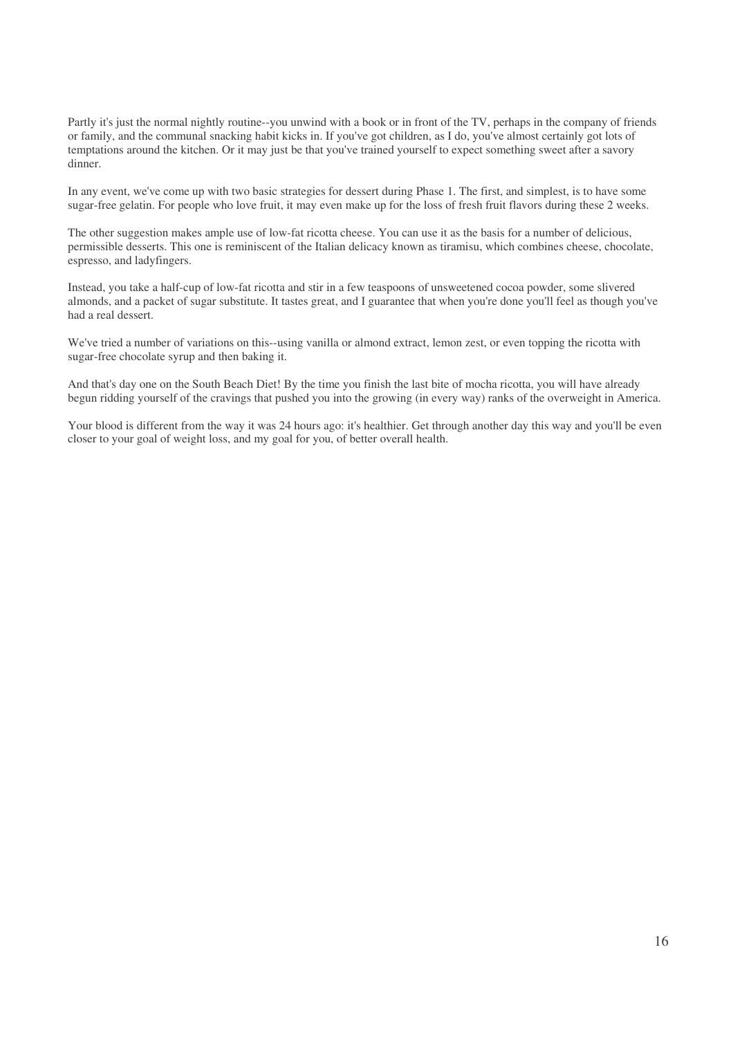Partly it's just the normal nightly routine--you unwind with a book or in front of the TV, perhaps in the company of friends or family, and the communal snacking habit kicks in. If you've got children, as I do, you've almost certainly got lots of temptations around the kitchen. Or it may just be that you've trained yourself to expect something sweet after a savory dinner.

In any event, we've come up with two basic strategies for dessert during Phase 1. The first, and simplest, is to have some sugar-free gelatin. For people who love fruit, it may even make up for the loss of fresh fruit flavors during these 2 weeks.

The other suggestion makes ample use of low-fat ricotta cheese. You can use it as the basis for a number of delicious, permissible desserts. This one is reminiscent of the Italian delicacy known as tiramisu, which combines cheese, chocolate, espresso, and ladyfingers.

Instead, you take a half-cup of low-fat ricotta and stir in a few teaspoons of unsweetened cocoa powder, some slivered almonds, and a packet of sugar substitute. It tastes great, and I guarantee that when you're done you'll feel as though you've had a real dessert.

We've tried a number of variations on this--using vanilla or almond extract, lemon zest, or even topping the ricotta with sugar-free chocolate syrup and then baking it.

And that's day one on the South Beach Diet! By the time you finish the last bite of mocha ricotta, you will have already begun ridding yourself of the cravings that pushed you into the growing (in every way) ranks of the overweight in America.

Your blood is different from the way it was 24 hours ago: it's healthier. Get through another day this way and you'll be even closer to your goal of weight loss, and my goal for you, of better overall health.